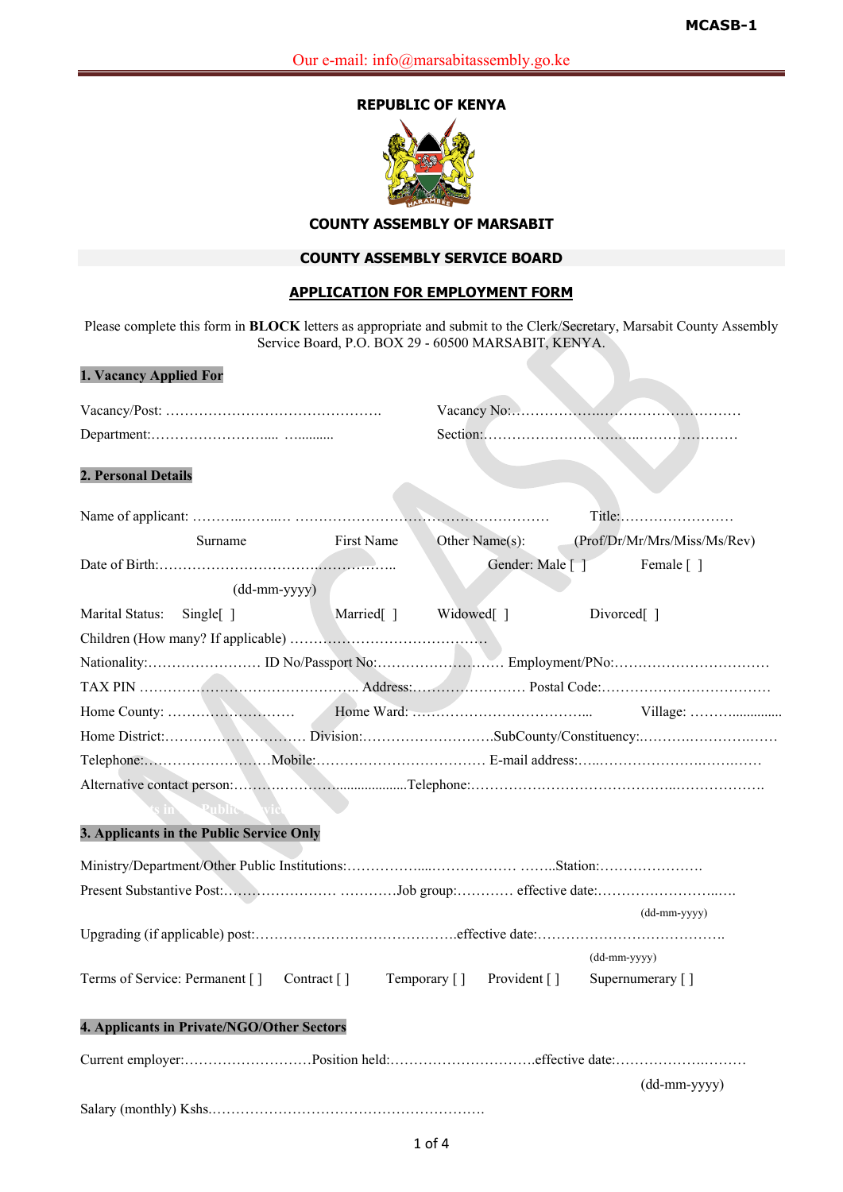MCASB-1

Our e-mail: info@marsabitassembly.go.ke

**REPUBLIC OF KENYA**

**COUNTY ASSEMBLY OF MARSABIT**

**COUNTY ASSEMBLY SERVICE BOARD**

**APPLICATION FOR EMPLOYMENT FORM**

Please complete this form in **BLOCK** letters as appropriate and submit to the Clerk/Secretary, Marsabit County Assembly Service Board, P.O. BOX 29 - 60500 MARSABIT, KENYA.

## 1. Vacancy Applied For

Vacancy/Post: ………………………………………. Vacancy No:……………….…………………………

Department:…………………….... …......... Section:……………………….…….…………………

## 2. Personal Details

Name of applicant: ………..……...… ……………………………………………… Title:……………………

Surname First Name Other Name(s): (Prof/Dr/Mr/Mrs/Miss/Ms/Rev)

Date of Birth:…………………………………………….. Gender: Male [ ] Female [ ]

(dd-mm-yyyy)

Marital Status: Single[ ] Married[ ] Widowed[ ] Divorced[ ]

Children (How many? If applicable) ……………………………………

Nationality:…………………… ID No/Passport No:……………………… Employment/PNo:……………………………

TAX PIN ……………………………………….. Address:…………………… Postal Code:………………………………

Home County: ……………………… Home Ward: ………………………………... Village: ……….............

Home District:………………………… Division:……………………….SubCounty/Constituency:.……….……………

Telephone:………………………Mobile:……………………………… E-mail address:…..………………….………

Alternative contact person:……….……………...................Telephone:…………………………………..………………

## 3. Applicants in the Public Service Only

Ministry/Department/Other Public Institutions:……………....……………… ……..Station:………………….

Present Substantive Post:…………………… …………Job group:………… effective date:……………………..…

(dd-mm-yyyy)

Upgrading (if applicable) post:…………………………………….effective date:………………………………….

(dd-mm-yyyy)

Terms of Service: Permanent [ ] Contract [ ] Temporary [ ] Provident [ ] Supernumerary [ ]

## 4. Applicants in Private/NGO/Other Sectors

Current employer:………………………Position held:………………………….effective date:………………..………

(dd-mm-yyyy)

Salary (monthly) Kshs.…………………………………………………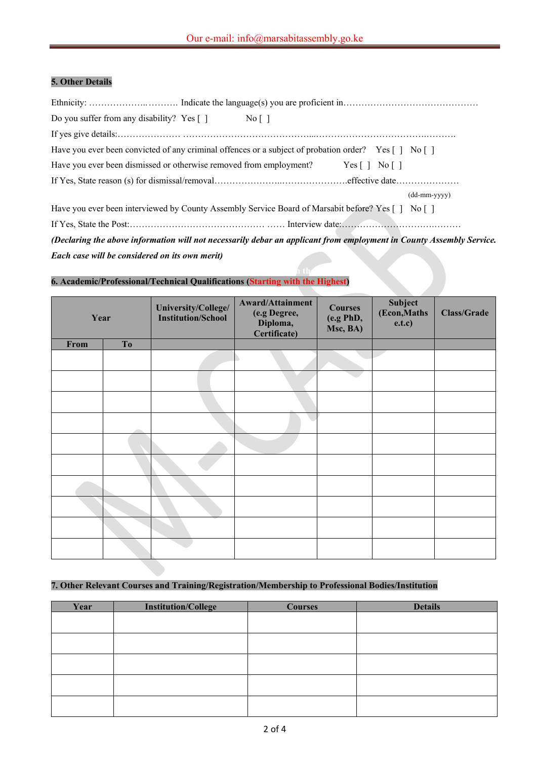## 5. Other Details

Ethnicity: ……………….……….. Indicate the language(s) you are proficient in………………………………………

Do you suffer from any disability? Yes [ ] No [ ]

If yes give details:………………… ……………………………………...………………………………..……….

Have you ever been convicted of any criminal offences or a subject of probation order? Yes [ ] No [ ]

Have you ever been dismissed or otherwise removed from employment? Yes [ ] No [ ]

If Yes, State reason (s) for dismissal/removal…………………..………………….effective date…………………

(dd-mm-yyyy)

Have you ever been interviewed by County Assembly Service Board of Marsabit before? Yes [ ] No [ ]

If Yes, State the Post:……………………………………… …… Interview date:………………………….………

***(Declaring the above information will not necessarily debar an applicant from employment in County Assembly Service. Each case will be considered on its own merit)***

## 6. Academic/Professional/Technical Qualifications (Starting with the Highest)

| Year | | University/College/ Institution/School | Award/Attainment (e.g Degree, Diploma, Certificate) | Courses (e.g PhD, Msc, BA) | Subject (Econ,Maths e.t.c) | Class/Grade |
|---|---|---|---|---|---|---|
| From | To | | | | | |
| | | | | | | |
| | | | | | | |
| | | | | | | |
| | | | | | | |
| | | | | | | |
| | | | | | | |
| | | | | | | |
| | | | | | | |
| | | | | | | |
| | | | | | | |

## 7. Other Relevant Courses and Training/Registration/Membership to Professional Bodies/Institution

| Year | Institution/College | Courses | Details |
|---|---|---|---|
| | | | |
| | | | |
| | | | |
| | | | |
| | | | |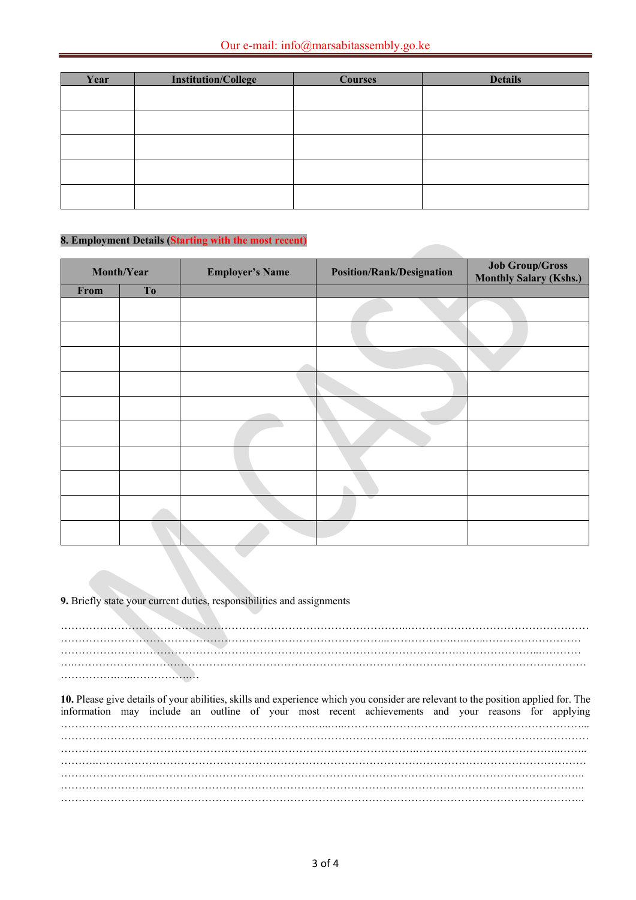| Year | Institution/College | Courses | Details |
|---|---|---|---|
| | | | |
| | | | |
| | | | |
| | | | |
| | | | |

**8. Employment Details (Starting with the most recent)**

| Month/Year | | Employer's Name | Position/Rank/Designation | Job Group/Gross Monthly Salary (Kshs.) |
|---|---|---|---|---|
| From | To | | | |
| | | | | |
| | | | | |
| | | | | |
| | | | | |
| | | | | |
| | | | | |
| | | | | |
| | | | | |
| | | | | |
| | | | | |

**9.** Briefly state your current duties, responsibilities and assignments

…………………………………………………………………………………………………………………………………………
…………………………………………………………………………………………………………………………………………
…………………………………………………………………………………………………………………………………………
…………………………………………………………………………………………………………………………………………
………………………………………

**10.** Please give details of your abilities, skills and experience which you consider are relevant to the position applied for. The information may include an outline of your most recent achievements and your reasons for applying

…………………………………………………………………………………………………………………………………………
…………………………………………………………………………………………………………………………………………
…………………………………………………………………………………………………………………………………………
…………………………………………………………………………………………………………………………………………
…………………………………………………………………………………………………………………………………………
…………………………………………………………………………………………………………………………………………
…………………………………………………………………………………………………………………………………………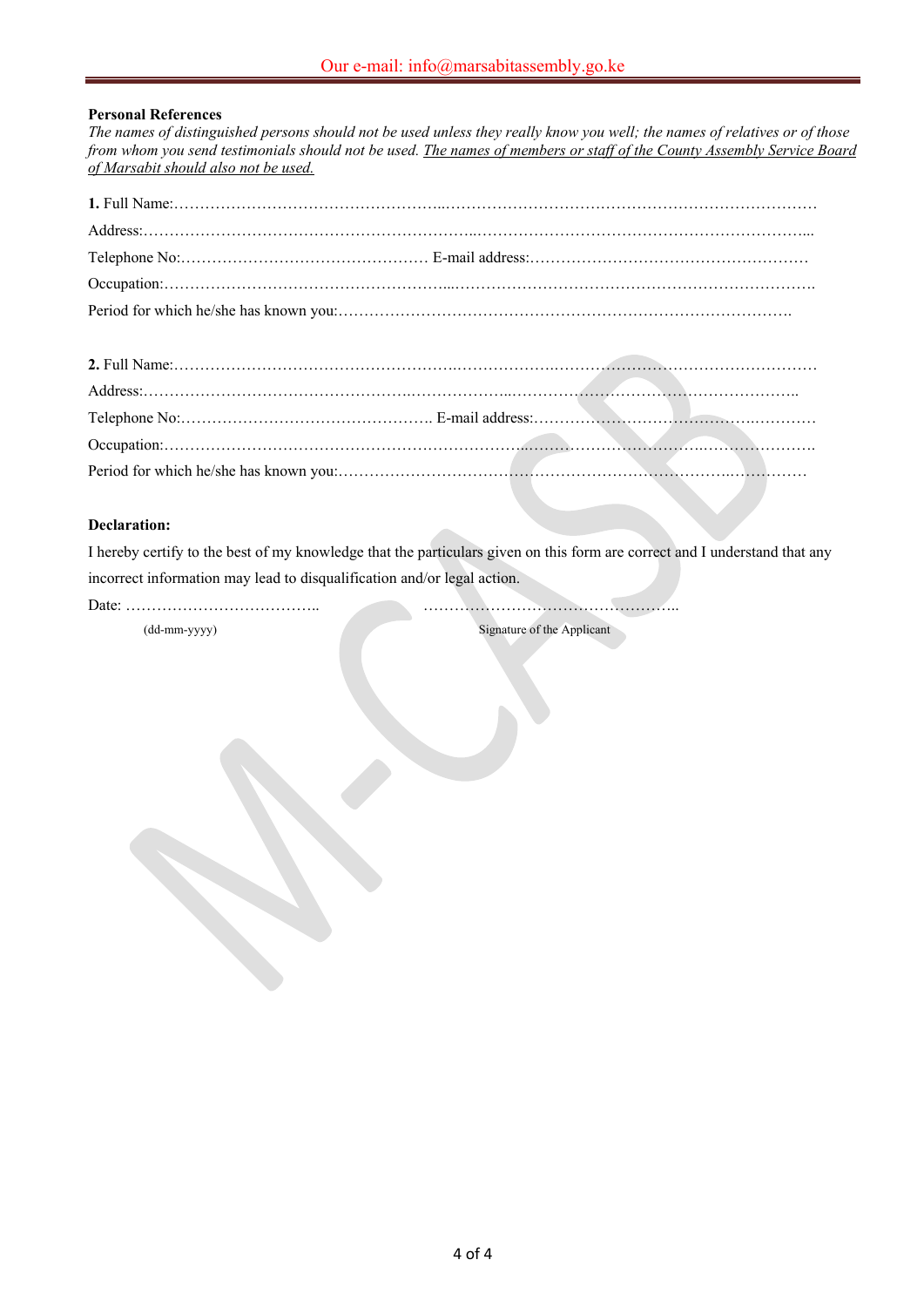**Personal References**

*The names of distinguished persons should not be used unless they really know you well; the names of relatives or of those from whom you send testimonials should not be used. <u>The names of members or staff of the County Assembly Service Board of Marsabit should also not be used.</u>*

**1.** Full Name:…………………………………………………………………………………………………………

Address:…………………………………………………………………………………………………………………

Telephone No:…………………………………………… E-mail address:………………………………………………

Occupation:………………………………………………………………………………………………………………

Period for which he/she has known you:……………………………………………………………………………

**2.** Full Name:…………………………………………………………………………………………………………

Address:…………………………………………………………………………………………………………………

Telephone No:……………………………………………. E-mail address:………………………………………………

Occupation:………………………………………………………………………………………………………………

Period for which he/she has known you:……………………………………………………………………………

**Declaration:**

I hereby certify to the best of my knowledge that the particulars given on this form are correct and I understand that any incorrect information may lead to disqualification and/or legal action.

Date: ……………………………….. ……………………………………………..

(dd-mm-yyyy) Signature of the Applicant